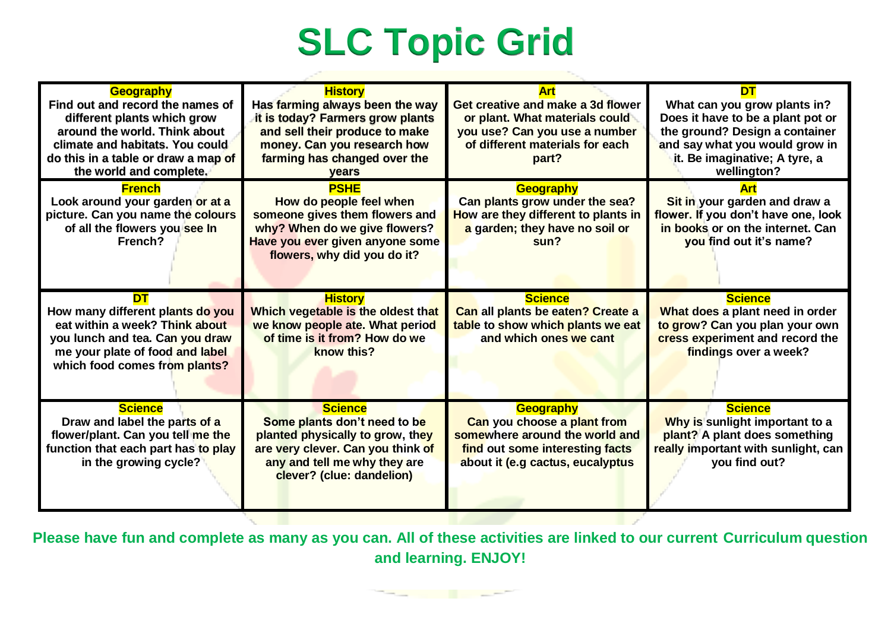# SLC Topic Grid

| **Geography**<br>Find out and record the names of different plants which grow around the world. Think about climate and habitats. You could do this in a table or draw a map of the world and complete. | **History**<br>Has farming always been the way it is today? Farmers grow plants and sell their produce to make money. Can you research how farming has changed over the years | **Art**<br>Get creative and make a 3d flower or plant. What materials could you use? Can you use a number of different materials for each part? | **DT**<br>What can you grow plants in? Does it have to be a plant pot or the ground? Design a container and say what you would grow in it. Be imaginative; A tyre, a wellington? |
|---|---|---|---|
| **French**<br>Look around your garden or at a picture. Can you name the colours of all the flowers you see In French? | **PSHE**<br>How do people feel when someone gives them flowers and why? When do we give flowers? Have you ever given anyone some flowers, why did you do it? | **Geography**<br>Can plants grow under the sea? How are they different to plants in a garden; they have no soil or sun? | **Art**<br>Sit in your garden and draw a flower. If you don't have one, look in books or on the internet. Can you find out it's name? |
| **DT**<br>How many different plants do you eat within a week? Think about you lunch and tea. Can you draw me your plate of food and label which food comes from plants? | **History**<br>Which vegetable is the oldest that we know people ate. What period of time is it from? How do we know this? | **Science**<br>Can all plants be eaten? Create a table to show which plants we eat and which ones we cant | **Science**<br>What does a plant need in order to grow? Can you plan your own cress experiment and record the findings over a week? |
| **Science**<br>Draw and label the parts of a flower/plant. Can you tell me the function that each part has to play in the growing cycle? | **Science**<br>Some plants don't need to be planted physically to grow, they are very clever. Can you think of any and tell me why they are clever? (clue: dandelion) | **Geography**<br>Can you choose a plant from somewhere around the world and find out some interesting facts about it (e.g cactus, eucalyptus | **Science**<br>Why is sunlight important to a plant? A plant does something really important with sunlight, can you find out? |

**Please have fun and complete as many as you can. All of these activities are linked to our current Curriculum question and learning. ENJOY!**